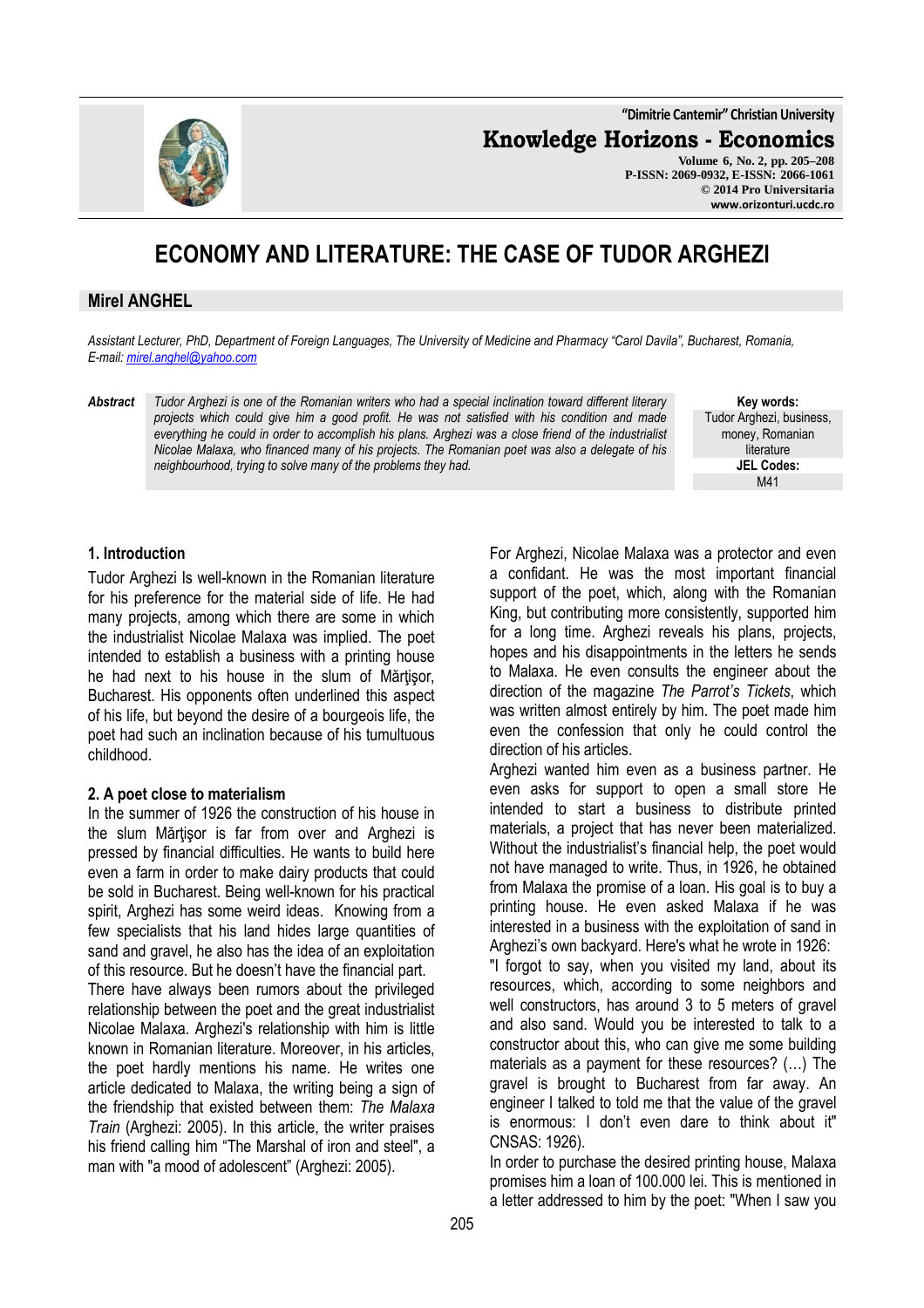# ECONOMY AND LITERATURE: THE CASE OF TUDOR ARGHEZI

**Mirel ANGHEL**

*Assistant Lecturer, PhD, Department of Foreign Languages, The University of Medicine and Pharmacy "Carol Davila", Bucharest, Romania, E-mail: mirel.anghel@yahoo.com*

***Abstract*** *Tudor Arghezi is one of the Romanian writers who had a special inclination toward different literary projects which could give him a good profit. He was not satisfied with his condition and made everything he could in order to accomplish his plans. Arghezi was a close friend of the industrialist Nicolae Malaxa, who financed many of his projects. The Romanian poet was also a delegate of his neighbourhood, trying to solve many of the problems they had.*

**Key words:** Tudor Arghezi, business, money, Romanian literature

**JEL Codes:** M41

## 1. Introduction

Tudor Arghezi Is well-known in the Romanian literature for his preference for the material side of life. He had many projects, among which there are some in which the industrialist Nicolae Malaxa was implied. The poet intended to establish a business with a printing house he had next to his house in the slum of Mărţişor, Bucharest. His opponents often underlined this aspect of his life, but beyond the desire of a bourgeois life, the poet had such an inclination because of his tumultuous childhood.

## 2. A poet close to materialism

In the summer of 1926 the construction of his house in the slum Mărţişor is far from over and Arghezi is pressed by financial difficulties. He wants to build here even a farm in order to make dairy products that could be sold in Bucharest. Being well-known for his practical spirit, Arghezi has some weird ideas. Knowing from a few specialists that his land hides large quantities of sand and gravel, he also has the idea of an exploitation of this resource. But he doesn't have the financial part.

There have always been rumors about the privileged relationship between the poet and the great industrialist Nicolae Malaxa. Arghezi's relationship with him is little known in Romanian literature. Moreover, in his articles, the poet hardly mentions his name. He writes one article dedicated to Malaxa, the writing being a sign of the friendship that existed between them: *The Malaxa Train* (Arghezi: 2005). In this article, the writer praises his friend calling him "The Marshal of iron and steel", a man with "a mood of adolescent" (Arghezi: 2005).

For Arghezi, Nicolae Malaxa was a protector and even a confidant. He was the most important financial support of the poet, which, along with the Romanian King, but contributing more consistently, supported him for a long time. Arghezi reveals his plans, projects, hopes and his disappointments in the letters he sends to Malaxa. He even consults the engineer about the direction of the magazine *The Parrot's Tickets*, which was written almost entirely by him. The poet made him even the confession that only he could control the direction of his articles.

Arghezi wanted him even as a business partner. He even asks for support to open a small store He intended to start a business to distribute printed materials, a project that has never been materialized. Without the industrialist's financial help, the poet would not have managed to write. Thus, in 1926, he obtained from Malaxa the promise of a loan. His goal is to buy a printing house. He even asked Malaxa if he was interested in a business with the exploitation of sand in Arghezi's own backyard. Here's what he wrote in 1926:

"I forgot to say, when you visited my land, about its resources, which, according to some neighbors and well constructors, has around 3 to 5 meters of gravel and also sand. Would you be interested to talk to a constructor about this, who can give me some building materials as a payment for these resources? (…) The gravel is brought to Bucharest from far away. An engineer I talked to told me that the value of the gravel is enormous: I don't even dare to think about it" CNSAS: 1926).

In order to purchase the desired printing house, Malaxa promises him a loan of 100.000 lei. This is mentioned in a letter addressed to him by the poet: "When I saw you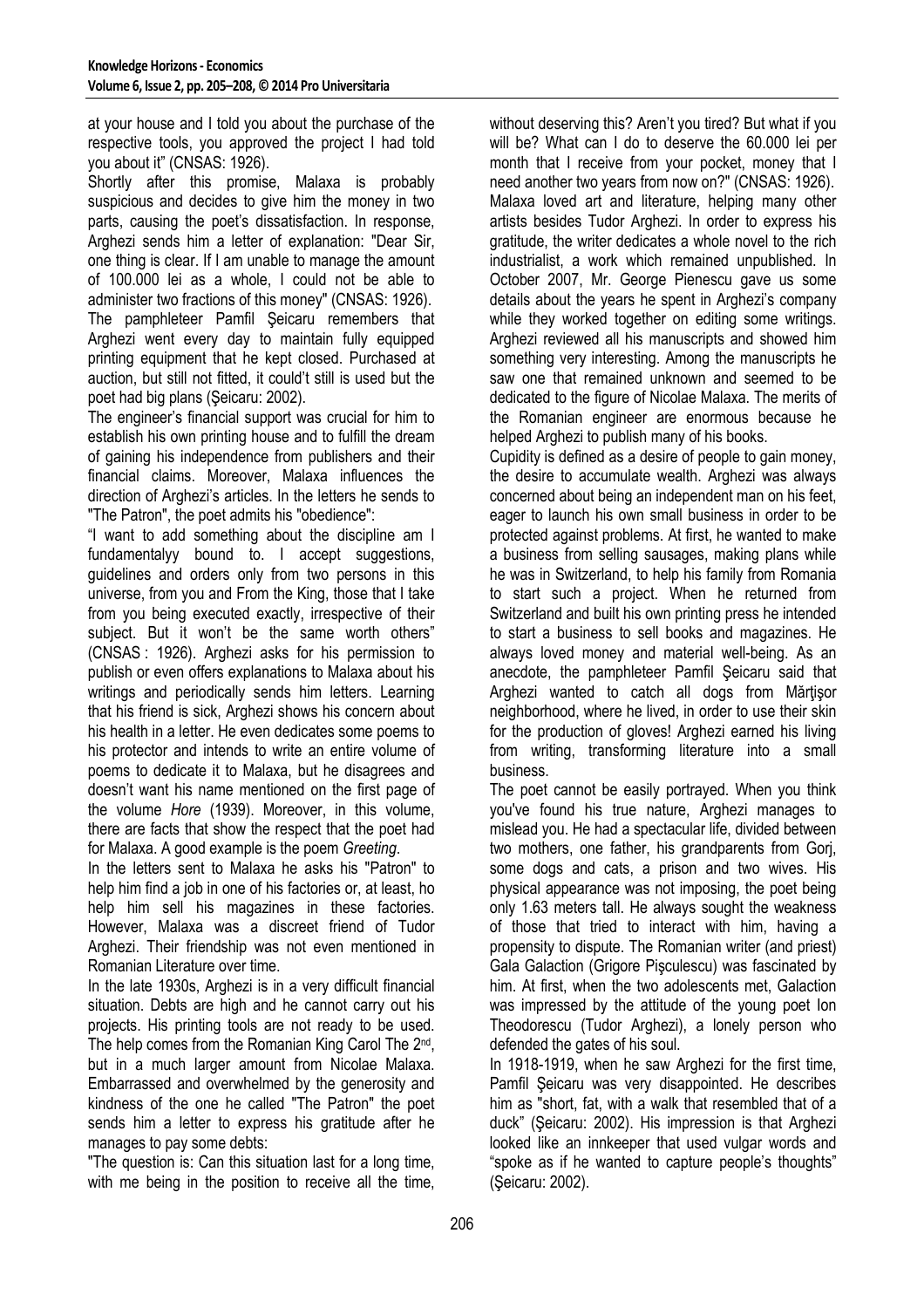at your house and I told you about the purchase of the respective tools, you approved the project I had told you about it" (CNSAS: 1926).

Shortly after this promise, Malaxa is probably suspicious and decides to give him the money in two parts, causing the poet's dissatisfaction. In response, Arghezi sends him a letter of explanation: "Dear Sir, one thing is clear. If I am unable to manage the amount of 100.000 lei as a whole, I could not be able to administer two fractions of this money" (CNSAS: 1926).

The pamphleteer Pamfil Şeicaru remembers that Arghezi went every day to maintain fully equipped printing equipment that he kept closed. Purchased at auction, but still not fitted, it could't still is used but the poet had big plans (Şeicaru: 2002).

The engineer's financial support was crucial for him to establish his own printing house and to fulfill the dream of gaining his independence from publishers and their financial claims. Moreover, Malaxa influences the direction of Arghezi's articles. In the letters he sends to "The Patron", the poet admits his "obedience":

"I want to add something about the discipline am I fundamentalyy bound to. I accept suggestions, guidelines and orders only from two persons in this universe, from you and From the King, those that I take from you being executed exactly, irrespective of their subject. But it won't be the same worth others" (CNSAS : 1926). Arghezi asks for his permission to publish or even offers explanations to Malaxa about his writings and periodically sends him letters. Learning that his friend is sick, Arghezi shows his concern about his health in a letter. He even dedicates some poems to his protector and intends to write an entire volume of poems to dedicate it to Malaxa, but he disagrees and doesn't want his name mentioned on the first page of the volume *Hore* (1939). Moreover, in this volume, there are facts that show the respect that the poet had for Malaxa. A good example is the poem *Greeting*.

In the letters sent to Malaxa he asks his "Patron" to help him find a job in one of his factories or, at least, ho help him sell his magazines in these factories. However, Malaxa was a discreet friend of Tudor Arghezi. Their friendship was not even mentioned in Romanian Literature over time.

In the late 1930s, Arghezi is in a very difficult financial situation. Debts are high and he cannot carry out his projects. His printing tools are not ready to be used. The help comes from the Romanian King Carol The 2nd, but in a much larger amount from Nicolae Malaxa. Embarrassed and overwhelmed by the generosity and kindness of the one he called "The Patron" the poet sends him a letter to express his gratitude after he manages to pay some debts:

"The question is: Can this situation last for a long time, with me being in the position to receive all the time, without deserving this? Aren't you tired? But what if you will be? What can I do to deserve the 60.000 lei per month that I receive from your pocket, money that I need another two years from now on?" (CNSAS: 1926).

Malaxa loved art and literature, helping many other artists besides Tudor Arghezi. In order to express his gratitude, the writer dedicates a whole novel to the rich industrialist, a work which remained unpublished. In October 2007, Mr. George Pienescu gave us some details about the years he spent in Arghezi's company while they worked together on editing some writings. Arghezi reviewed all his manuscripts and showed him something very interesting. Among the manuscripts he saw one that remained unknown and seemed to be dedicated to the figure of Nicolae Malaxa. The merits of the Romanian engineer are enormous because he helped Arghezi to publish many of his books.

Cupidity is defined as a desire of people to gain money, the desire to accumulate wealth. Arghezi was always concerned about being an independent man on his feet, eager to launch his own small business in order to be protected against problems. At first, he wanted to make a business from selling sausages, making plans while he was in Switzerland, to help his family from Romania to start such a project. When he returned from Switzerland and built his own printing press he intended to start a business to sell books and magazines. He always loved money and material well-being. As an anecdote, the pamphleteer Pamfil Şeicaru said that Arghezi wanted to catch all dogs from Mărţişor neighborhood, where he lived, in order to use their skin for the production of gloves! Arghezi earned his living from writing, transforming literature into a small business.

The poet cannot be easily portrayed. When you think you've found his true nature, Arghezi manages to mislead you. He had a spectacular life, divided between two mothers, one father, his grandparents from Gorj, some dogs and cats, a prison and two wives. His physical appearance was not imposing, the poet being only 1.63 meters tall. He always sought the weakness of those that tried to interact with him, having a propensity to dispute. The Romanian writer (and priest) Gala Galaction (Grigore Pişculescu) was fascinated by him. At first, when the two adolescents met, Galaction was impressed by the attitude of the young poet Ion Theodorescu (Tudor Arghezi), a lonely person who defended the gates of his soul.

In 1918-1919, when he saw Arghezi for the first time, Pamfil Şeicaru was very disappointed. He describes him as "short, fat, with a walk that resembled that of a duck" (Şeicaru: 2002). His impression is that Arghezi looked like an innkeeper that used vulgar words and "spoke as if he wanted to capture people's thoughts" (Şeicaru: 2002).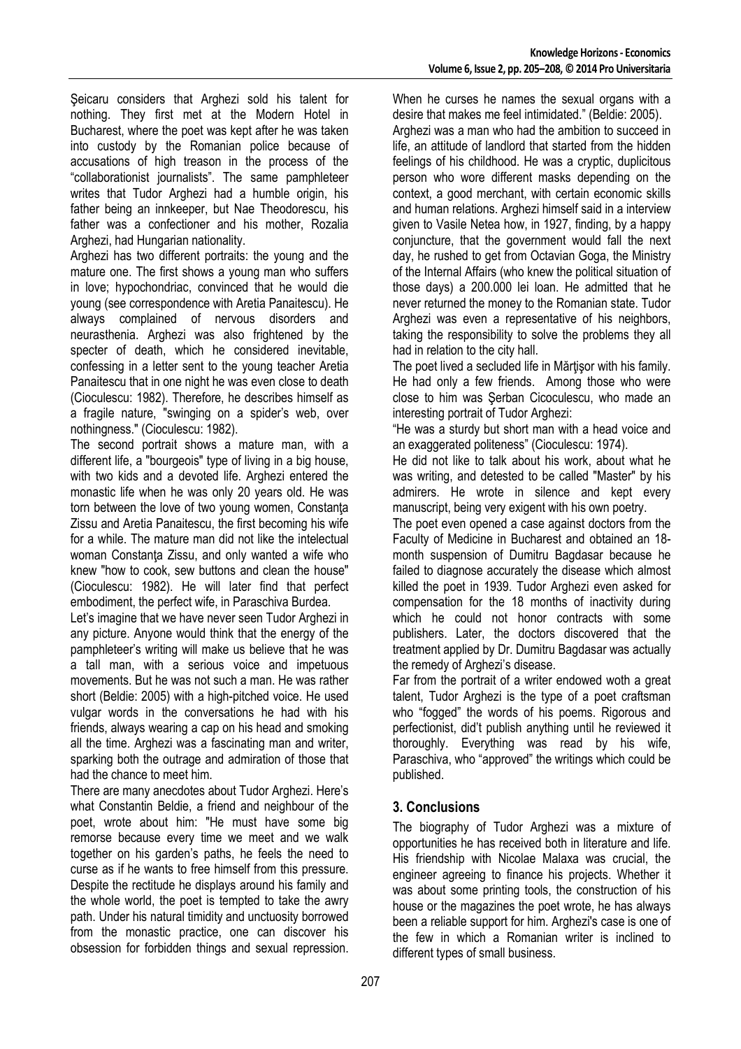Şeicaru considers that Arghezi sold his talent for nothing. They first met at the Modern Hotel in Bucharest, where the poet was kept after he was taken into custody by the Romanian police because of accusations of high treason in the process of the "collaborationist journalists". The same pamphleteer writes that Tudor Arghezi had a humble origin, his father being an innkeeper, but Nae Theodorescu, his father was a confectioner and his mother, Rozalia Arghezi, had Hungarian nationality.

Arghezi has two different portraits: the young and the mature one. The first shows a young man who suffers in love; hypochondriac, convinced that he would die young (see correspondence with Aretia Panaitescu). He always complained of nervous disorders and neurasthenia. Arghezi was also frightened by the specter of death, which he considered inevitable, confessing in a letter sent to the young teacher Aretia Panaitescu that in one night he was even close to death (Cioculescu: 1982). Therefore, he describes himself as a fragile nature, "swinging on a spider's web, over nothingness." (Cioculescu: 1982).

The second portrait shows a mature man, with a different life, a "bourgeois" type of living in a big house, with two kids and a devoted life. Arghezi entered the monastic life when he was only 20 years old. He was torn between the love of two young women, Constanţa Zissu and Aretia Panaitescu, the first becoming his wife for a while. The mature man did not like the intelectual woman Constanţa Zissu, and only wanted a wife who knew "how to cook, sew buttons and clean the house" (Cioculescu: 1982). He will later find that perfect embodiment, the perfect wife, in Paraschiva Burdea.

Let's imagine that we have never seen Tudor Arghezi in any picture. Anyone would think that the energy of the pamphleteer's writing will make us believe that he was a tall man, with a serious voice and impetuous movements. But he was not such a man. He was rather short (Beldie: 2005) with a high-pitched voice. He used vulgar words in the conversations he had with his friends, always wearing a cap on his head and smoking all the time. Arghezi was a fascinating man and writer, sparking both the outrage and admiration of those that had the chance to meet him.

There are many anecdotes about Tudor Arghezi. Here's what Constantin Beldie, a friend and neighbour of the poet, wrote about him: "He must have some big remorse because every time we meet and we walk together on his garden's paths, he feels the need to curse as if he wants to free himself from this pressure. Despite the rectitude he displays around his family and the whole world, the poet is tempted to take the awry path. Under his natural timidity and unctuosity borrowed from the monastic practice, one can discover his obsession for forbidden things and sexual repression. When he curses he names the sexual organs with a desire that makes me feel intimidated." (Beldie: 2005).

Arghezi was a man who had the ambition to succeed in life, an attitude of landlord that started from the hidden feelings of his childhood. He was a cryptic, duplicitous person who wore different masks depending on the context, a good merchant, with certain economic skills and human relations. Arghezi himself said in a interview given to Vasile Netea how, in 1927, finding, by a happy conjuncture, that the government would fall the next day, he rushed to get from Octavian Goga, the Ministry of the Internal Affairs (who knew the political situation of those days) a 200.000 lei loan. He admitted that he never returned the money to the Romanian state. Tudor Arghezi was even a representative of his neighbors, taking the responsibility to solve the problems they all had in relation to the city hall.

The poet lived a secluded life in Mărţişor with his family. He had only a few friends. Among those who were close to him was Şerban Cicoculescu, who made an interesting portrait of Tudor Arghezi:

"He was a sturdy but short man with a head voice and an exaggerated politeness" (Cioculescu: 1974).

He did not like to talk about his work, about what he was writing, and detested to be called "Master" by his admirers. He wrote in silence and kept every manuscript, being very exigent with his own poetry.

The poet even opened a case against doctors from the Faculty of Medicine in Bucharest and obtained an 18-month suspension of Dumitru Bagdasar because he failed to diagnose accurately the disease which almost killed the poet in 1939. Tudor Arghezi even asked for compensation for the 18 months of inactivity during which he could not honor contracts with some publishers. Later, the doctors discovered that the treatment applied by Dr. Dumitru Bagdasar was actually the remedy of Arghezi's disease.

Far from the portrait of a writer endowed woth a great talent, Tudor Arghezi is the type of a poet craftsman who "fogged" the words of his poems. Rigorous and perfectionist, did't publish anything until he reviewed it thoroughly. Everything was read by his wife, Paraschiva, who "approved" the writings which could be published.

## 3. Conclusions

The biography of Tudor Arghezi was a mixture of opportunities he has received both in literature and life. His friendship with Nicolae Malaxa was crucial, the engineer agreeing to finance his projects. Whether it was about some printing tools, the construction of his house or the magazines the poet wrote, he has always been a reliable support for him. Arghezi's case is one of the few in which a Romanian writer is inclined to different types of small business.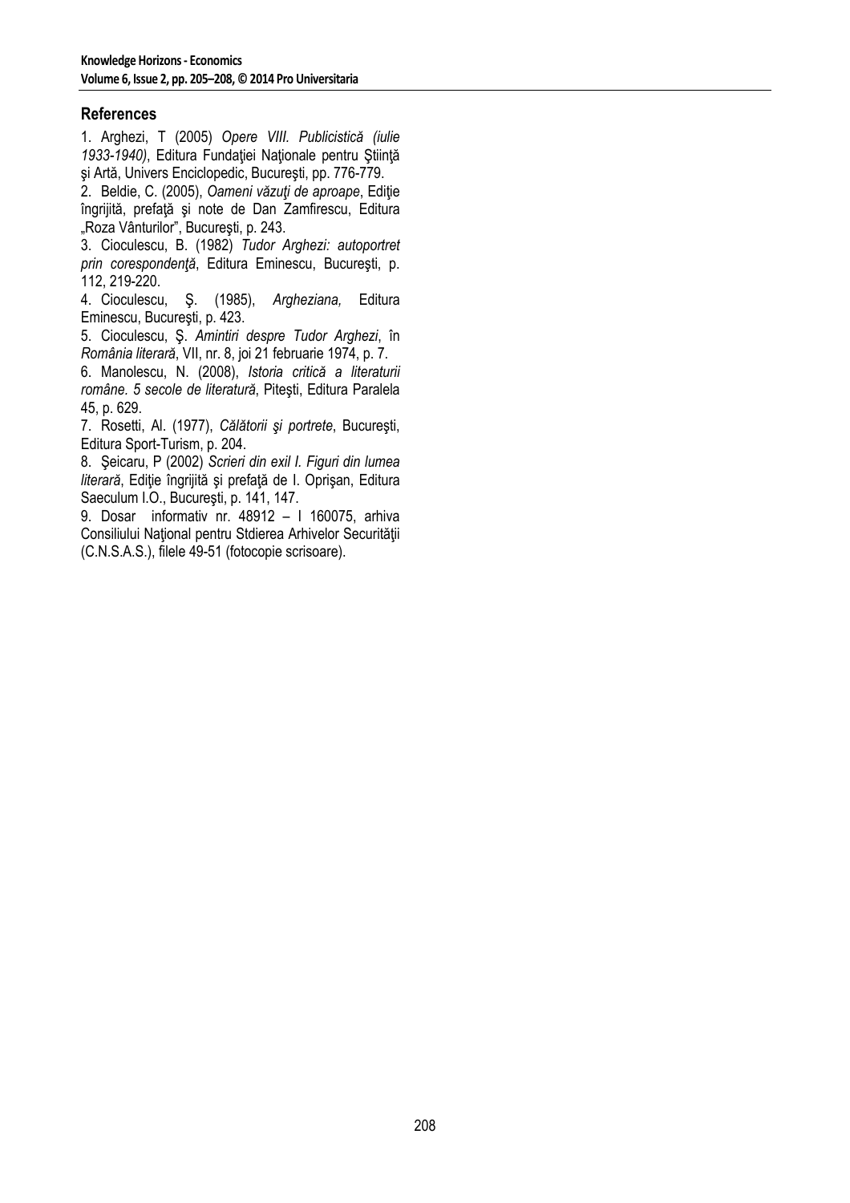## References

1. Arghezi, T (2005) *Opere VIII. Publicistică (iulie 1933-1940)*, Editura Fundaţiei Naţionale pentru Ştiinţă şi Artă, Univers Enciclopedic, Bucureşti, pp. 776-779.
2. Beldie, C. (2005), *Oameni văzuţi de aproape*, Ediţie îngrijită, prefaţă şi note de Dan Zamfirescu, Editura „Roza Vânturilor", Bucureşti, p. 243.
3. Cioculescu, B. (1982) *Tudor Arghezi: autoportret prin corespondenţă*, Editura Eminescu, Bucureşti, p. 112, 219-220.
4. Cioculescu, Ş. (1985), *Argheziana,* Editura Eminescu, Bucureşti, p. 423.
5. Cioculescu, Ş. *Amintiri despre Tudor Arghezi*, în *România literară*, VII, nr. 8, joi 21 februarie 1974, p. 7.
6. Manolescu, N. (2008), *Istoria critică a literaturii române. 5 secole de literatură*, Piteşti, Editura Paralela 45, p. 629.
7. Rosetti, Al. (1977), *Călătorii şi portrete*, Bucureşti, Editura Sport-Turism, p. 204.
8. Şeicaru, P (2002) *Scrieri din exil I. Figuri din lumea literară*, Ediţie îngrijită şi prefaţă de I. Oprişan, Editura Saeculum I.O., Bucureşti, p. 141, 147.
9. Dosar informativ nr. 48912 – I 160075, arhiva Consiliului Naţional pentru Stdierea Arhivelor Securităţii (C.N.S.A.S.), filele 49-51 (fotocopie scrisoare).